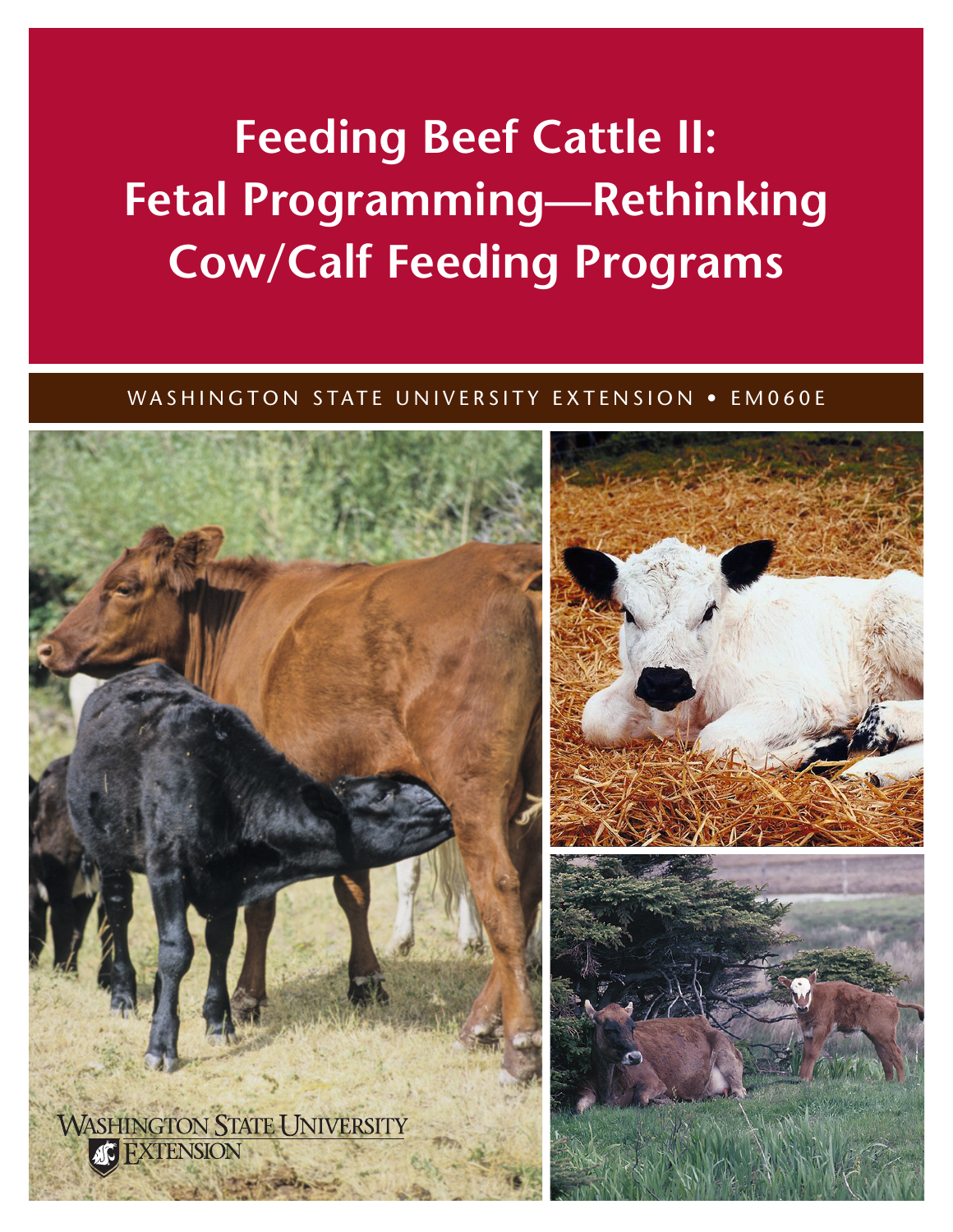# Feeding Beef Cattle II: Fetal Programming—Rethinking Cow/Calf Feeding Programs

WASHINGTON STATE UNIVERSITY EXTENSION • EM060E

WASHINGTON STATE UNIVERSITY EXTENSION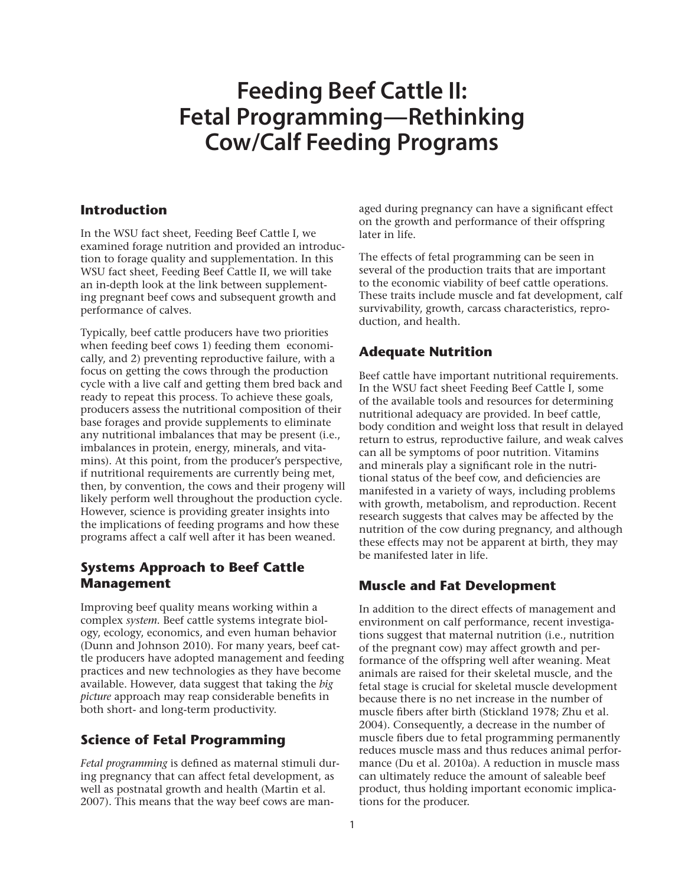# Feeding Beef Cattle II: Fetal Programming—Rethinking Cow/Calf Feeding Programs

## Introduction

In the WSU fact sheet, Feeding Beef Cattle I, we examined forage nutrition and provided an introduction to forage quality and supplementation. In this WSU fact sheet, Feeding Beef Cattle II, we will take an in-depth look at the link between supplementing pregnant beef cows and subsequent growth and performance of calves.

Typically, beef cattle producers have two priorities when feeding beef cows 1) feeding them economically, and 2) preventing reproductive failure, with a focus on getting the cows through the production cycle with a live calf and getting them bred back and ready to repeat this process. To achieve these goals, producers assess the nutritional composition of their base forages and provide supplements to eliminate any nutritional imbalances that may be present (i.e., imbalances in protein, energy, minerals, and vitamins). At this point, from the producer's perspective, if nutritional requirements are currently being met, then, by convention, the cows and their progeny will likely perform well throughout the production cycle. However, science is providing greater insights into the implications of feeding programs and how these programs affect a calf well after it has been weaned.

## Systems Approach to Beef Cattle Management

Improving beef quality means working within a complex *system.* Beef cattle systems integrate biology, ecology, economics, and even human behavior (Dunn and Johnson 2010). For many years, beef cattle producers have adopted management and feeding practices and new technologies as they have become available. However, data suggest that taking the *big picture* approach may reap considerable benefits in both short- and long-term productivity.

## Science of Fetal Programming

*Fetal programming* is defined as maternal stimuli during pregnancy that can affect fetal development, as well as postnatal growth and health (Martin et al. 2007). This means that the way beef cows are managed during pregnancy can have a significant effect on the growth and performance of their offspring later in life.

The effects of fetal programming can be seen in several of the production traits that are important to the economic viability of beef cattle operations. These traits include muscle and fat development, calf survivability, growth, carcass characteristics, reproduction, and health.

## Adequate Nutrition

Beef cattle have important nutritional requirements. In the WSU fact sheet Feeding Beef Cattle I, some of the available tools and resources for determining nutritional adequacy are provided. In beef cattle, body condition and weight loss that result in delayed return to estrus, reproductive failure, and weak calves can all be symptoms of poor nutrition. Vitamins and minerals play a significant role in the nutritional status of the beef cow, and deficiencies are manifested in a variety of ways, including problems with growth, metabolism, and reproduction. Recent research suggests that calves may be affected by the nutrition of the cow during pregnancy, and although these effects may not be apparent at birth, they may be manifested later in life.

## Muscle and Fat Development

In addition to the direct effects of management and environment on calf performance, recent investigations suggest that maternal nutrition (i.e., nutrition of the pregnant cow) may affect growth and performance of the offspring well after weaning. Meat animals are raised for their skeletal muscle, and the fetal stage is crucial for skeletal muscle development because there is no net increase in the number of muscle fibers after birth (Stickland 1978; Zhu et al. 2004). Consequently, a decrease in the number of muscle fibers due to fetal programming permanently reduces muscle mass and thus reduces animal performance (Du et al. 2010a). A reduction in muscle mass can ultimately reduce the amount of saleable beef product, thus holding important economic implications for the producer.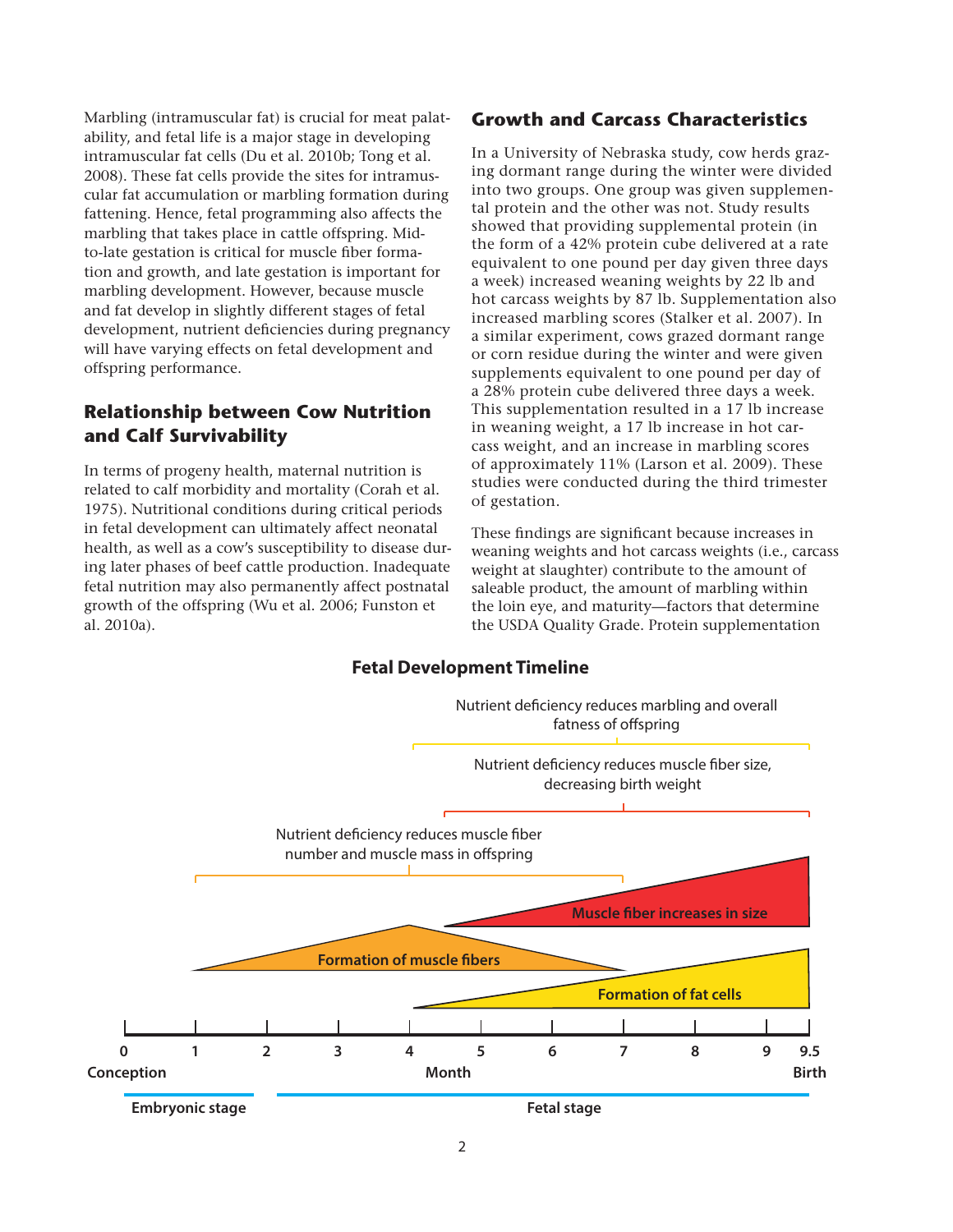Marbling (intramuscular fat) is crucial for meat palatability, and fetal life is a major stage in developing intramuscular fat cells (Du et al. 2010b; Tong et al. 2008). These fat cells provide the sites for intramuscular fat accumulation or marbling formation during fattening. Hence, fetal programming also affects the marbling that takes place in cattle offspring. Mid-to-late gestation is critical for muscle fiber formation and growth, and late gestation is important for marbling development. However, because muscle and fat develop in slightly different stages of fetal development, nutrient deficiencies during pregnancy will have varying effects on fetal development and offspring performance.

## Relationship between Cow Nutrition and Calf Survivability

In terms of progeny health, maternal nutrition is related to calf morbidity and mortality (Corah et al. 1975). Nutritional conditions during critical periods in fetal development can ultimately affect neonatal health, as well as a cow's susceptibility to disease during later phases of beef cattle production. Inadequate fetal nutrition may also permanently affect postnatal growth of the offspring (Wu et al. 2006; Funston et al. 2010a).

## Growth and Carcass Characteristics

In a University of Nebraska study, cow herds grazing dormant range during the winter were divided into two groups. One group was given supplemental protein and the other was not. Study results showed that providing supplemental protein (in the form of a 42% protein cube delivered at a rate equivalent to one pound per day given three days a week) increased weaning weights by 22 lb and hot carcass weights by 87 lb. Supplementation also increased marbling scores (Stalker et al. 2007). In a similar experiment, cows grazed dormant range or corn residue during the winter and were given supplements equivalent to one pound per day of a 28% protein cube delivered three days a week. This supplementation resulted in a 17 lb increase in weaning weight, a 17 lb increase in hot carcass weight, and an increase in marbling scores of approximately 11% (Larson et al. 2009). These studies were conducted during the third trimester of gestation.

These findings are significant because increases in weaning weights and hot carcass weights (i.e., carcass weight at slaughter) contribute to the amount of saleable product, the amount of marbling within the loin eye, and maturity—factors that determine the USDA Quality Grade. Protein supplementation

**Fetal Development Timeline**

- Nutrient deficiency reduces muscle fiber number and muscle mass in offspring (months 1–7; Formation of muscle fibers)
- Nutrient deficiency reduces muscle fiber size, decreasing birth weight (months 4.5–9.5; Muscle fiber increases in size)
- Nutrient deficiency reduces marbling and overall fatness of offspring (months 4–9.5; Formation of fat cells)

Month: 0 (Conception), 1, 2, 3, 4, 5, 6, 7, 8, 9, 9.5 (Birth)

Embryonic stage (months 0–2) | Fetal stage (months 2–9.5)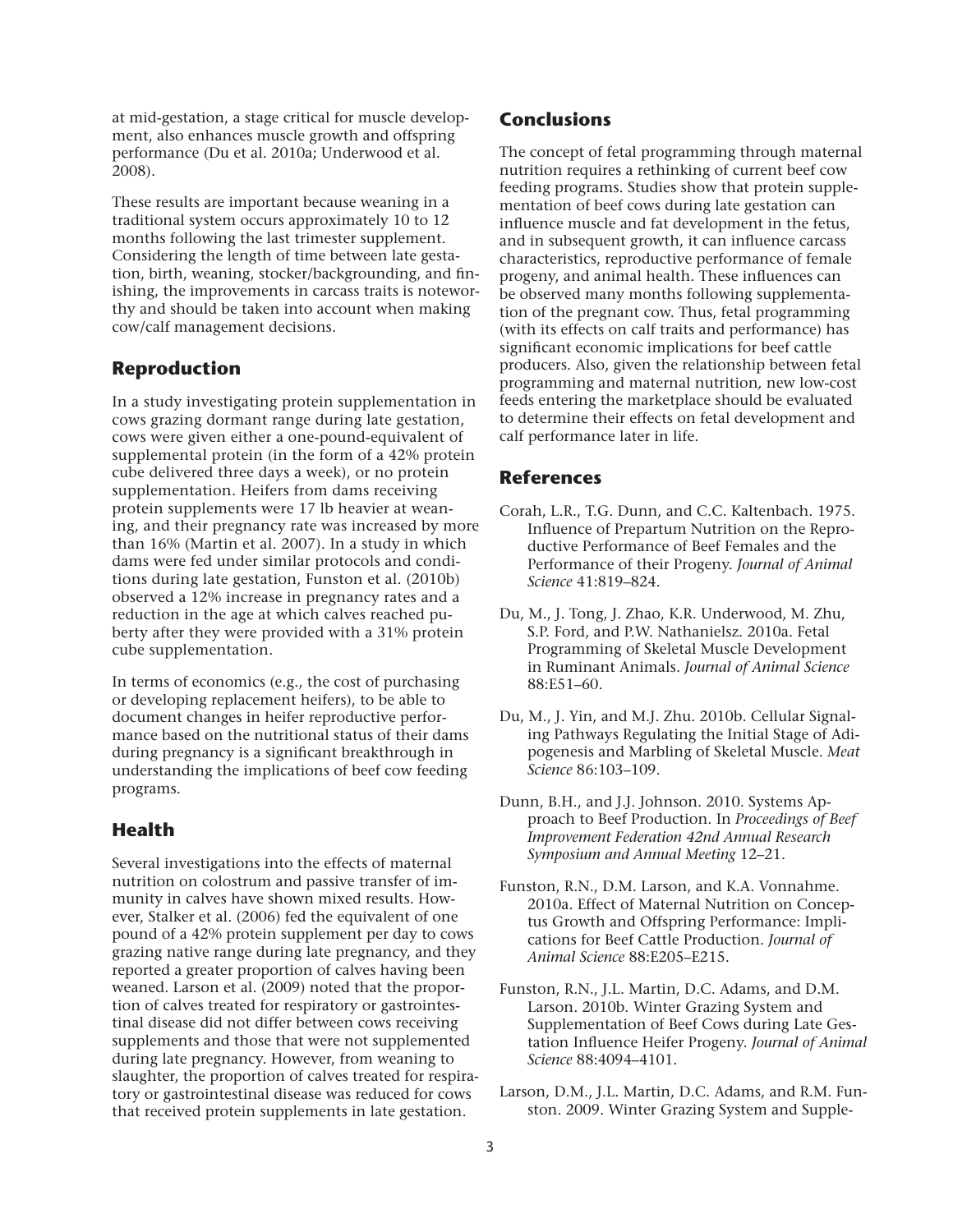at mid-gestation, a stage critical for muscle development, also enhances muscle growth and offspring performance (Du et al. 2010a; Underwood et al. 2008).

These results are important because weaning in a traditional system occurs approximately 10 to 12 months following the last trimester supplement. Considering the length of time between late gestation, birth, weaning, stocker/backgrounding, and finishing, the improvements in carcass traits is noteworthy and should be taken into account when making cow/calf management decisions.

## Reproduction

In a study investigating protein supplementation in cows grazing dormant range during late gestation, cows were given either a one-pound-equivalent of supplemental protein (in the form of a 42% protein cube delivered three days a week), or no protein supplementation. Heifers from dams receiving protein supplements were 17 lb heavier at weaning, and their pregnancy rate was increased by more than 16% (Martin et al. 2007). In a study in which dams were fed under similar protocols and conditions during late gestation, Funston et al. (2010b) observed a 12% increase in pregnancy rates and a reduction in the age at which calves reached puberty after they were provided with a 31% protein cube supplementation.

In terms of economics (e.g., the cost of purchasing or developing replacement heifers), to be able to document changes in heifer reproductive performance based on the nutritional status of their dams during pregnancy is a significant breakthrough in understanding the implications of beef cow feeding programs.

## Health

Several investigations into the effects of maternal nutrition on colostrum and passive transfer of immunity in calves have shown mixed results. However, Stalker et al. (2006) fed the equivalent of one pound of a 42% protein supplement per day to cows grazing native range during late pregnancy, and they reported a greater proportion of calves having been weaned. Larson et al. (2009) noted that the proportion of calves treated for respiratory or gastrointestinal disease did not differ between cows receiving supplements and those that were not supplemented during late pregnancy. However, from weaning to slaughter, the proportion of calves treated for respiratory or gastrointestinal disease was reduced for cows that received protein supplements in late gestation.

## Conclusions

The concept of fetal programming through maternal nutrition requires a rethinking of current beef cow feeding programs. Studies show that protein supplementation of beef cows during late gestation can influence muscle and fat development in the fetus, and in subsequent growth, it can influence carcass characteristics, reproductive performance of female progeny, and animal health. These influences can be observed many months following supplementation of the pregnant cow. Thus, fetal programming (with its effects on calf traits and performance) has significant economic implications for beef cattle producers. Also, given the relationship between fetal programming and maternal nutrition, new low-cost feeds entering the marketplace should be evaluated to determine their effects on fetal development and calf performance later in life.

## References

Corah, L.R., T.G. Dunn, and C.C. Kaltenbach. 1975. Influence of Prepartum Nutrition on the Reproductive Performance of Beef Females and the Performance of their Progeny. *Journal of Animal Science* 41:819–824.

Du, M., J. Tong, J. Zhao, K.R. Underwood, M. Zhu, S.P. Ford, and P.W. Nathanielsz. 2010a. Fetal Programming of Skeletal Muscle Development in Ruminant Animals. *Journal of Animal Science* 88:E51–60.

Du, M., J. Yin, and M.J. Zhu. 2010b. Cellular Signaling Pathways Regulating the Initial Stage of Adipogenesis and Marbling of Skeletal Muscle. *Meat Science* 86:103–109.

Dunn, B.H., and J.J. Johnson. 2010. Systems Approach to Beef Production. In *Proceedings of Beef Improvement Federation 42nd Annual Research Symposium and Annual Meeting* 12–21.

Funston, R.N., D.M. Larson, and K.A. Vonnahme. 2010a. Effect of Maternal Nutrition on Conceptus Growth and Offspring Performance: Implications for Beef Cattle Production. *Journal of Animal Science* 88:E205–E215.

Funston, R.N., J.L. Martin, D.C. Adams, and D.M. Larson. 2010b. Winter Grazing System and Supplementation of Beef Cows during Late Gestation Influence Heifer Progeny. *Journal of Animal Science* 88:4094–4101.

Larson, D.M., J.L. Martin, D.C. Adams, and R.M. Funston. 2009. Winter Grazing System and Supple-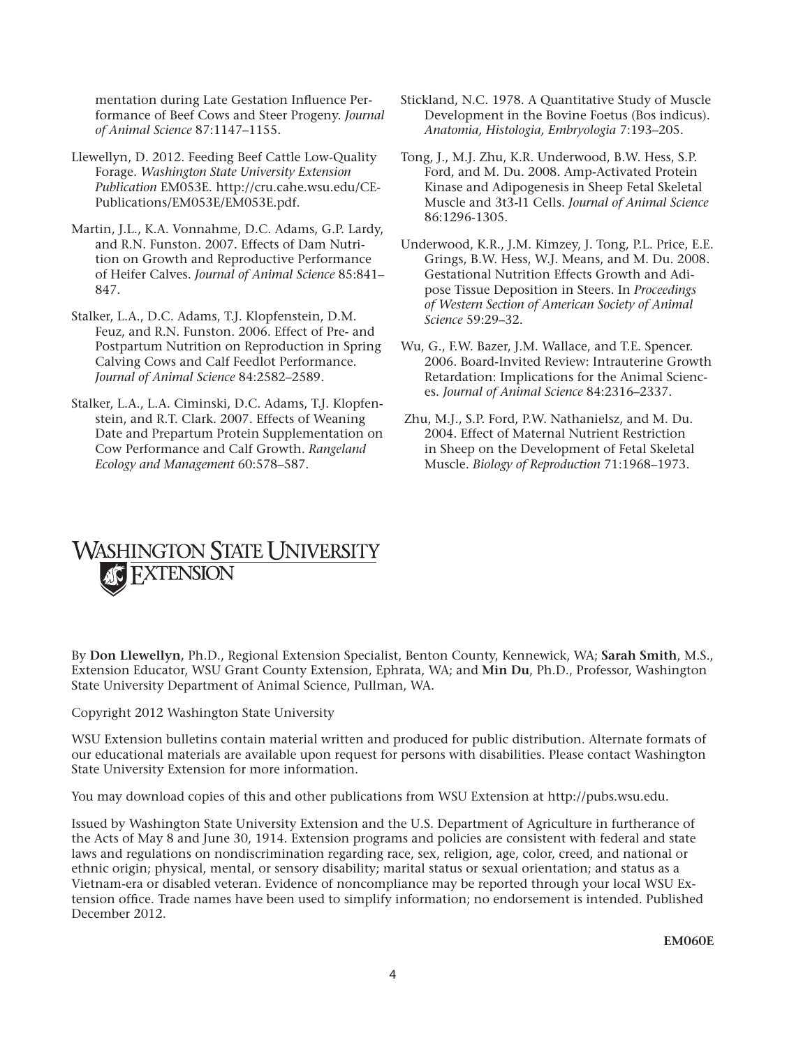mentation during Late Gestation Influence Performance of Beef Cows and Steer Progeny. *Journal of Animal Science* 87:1147–1155.

Llewellyn, D. 2012. Feeding Beef Cattle Low-Quality Forage. *Washington State University Extension Publication* EM053E. http://cru.cahe.wsu.edu/CEPublications/EM053E/EM053E.pdf.

Martin, J.L., K.A. Vonnahme, D.C. Adams, G.P. Lardy, and R.N. Funston. 2007. Effects of Dam Nutrition on Growth and Reproductive Performance of Heifer Calves. *Journal of Animal Science* 85:841–847.

Stalker, L.A., D.C. Adams, T.J. Klopfenstein, D.M. Feuz, and R.N. Funston. 2006. Effect of Pre- and Postpartum Nutrition on Reproduction in Spring Calving Cows and Calf Feedlot Performance. *Journal of Animal Science* 84:2582–2589.

Stalker, L.A., L.A. Ciminski, D.C. Adams, T.J. Klopfenstein, and R.T. Clark. 2007. Effects of Weaning Date and Prepartum Protein Supplementation on Cow Performance and Calf Growth. *Rangeland Ecology and Management* 60:578–587.

Stickland, N.C. 1978. A Quantitative Study of Muscle Development in the Bovine Foetus (Bos indicus). *Anatomia, Histologia, Embryologia* 7:193–205.

Tong, J., M.J. Zhu, K.R. Underwood, B.W. Hess, S.P. Ford, and M. Du. 2008. Amp-Activated Protein Kinase and Adipogenesis in Sheep Fetal Skeletal Muscle and 3t3-l1 Cells. *Journal of Animal Science* 86:1296-1305.

Underwood, K.R., J.M. Kimzey, J. Tong, P.L. Price, E.E. Grings, B.W. Hess, W.J. Means, and M. Du. 2008. Gestational Nutrition Effects Growth and Adipose Tissue Deposition in Steers. In *Proceedings of Western Section of American Society of Animal Science* 59:29–32.

Wu, G., F.W. Bazer, J.M. Wallace, and T.E. Spencer. 2006. Board-Invited Review: Intrauterine Growth Retardation: Implications for the Animal Sciences. *Journal of Animal Science* 84:2316–2337.

Zhu, M.J., S.P. Ford, P.W. Nathanielsz, and M. Du. 2004. Effect of Maternal Nutrient Restriction in Sheep on the Development of Fetal Skeletal Muscle. *Biology of Reproduction* 71:1968–1973.

WASHINGTON STATE UNIVERSITY EXTENSION

By **Don Llewellyn**, Ph.D., Regional Extension Specialist, Benton County, Kennewick, WA; **Sarah Smith**, M.S., Extension Educator, WSU Grant County Extension, Ephrata, WA; and **Min Du**, Ph.D., Professor, Washington State University Department of Animal Science, Pullman, WA.

Copyright 2012 Washington State University

WSU Extension bulletins contain material written and produced for public distribution. Alternate formats of our educational materials are available upon request for persons with disabilities. Please contact Washington State University Extension for more information.

You may download copies of this and other publications from WSU Extension at http://pubs.wsu.edu.

Issued by Washington State University Extension and the U.S. Department of Agriculture in furtherance of the Acts of May 8 and June 30, 1914. Extension programs and policies are consistent with federal and state laws and regulations on nondiscrimination regarding race, sex, religion, age, color, creed, and national or ethnic origin; physical, mental, or sensory disability; marital status or sexual orientation; and status as a Vietnam-era or disabled veteran. Evidence of noncompliance may be reported through your local WSU Extension office. Trade names have been used to simplify information; no endorsement is intended. Published December 2012.

**EM060E**